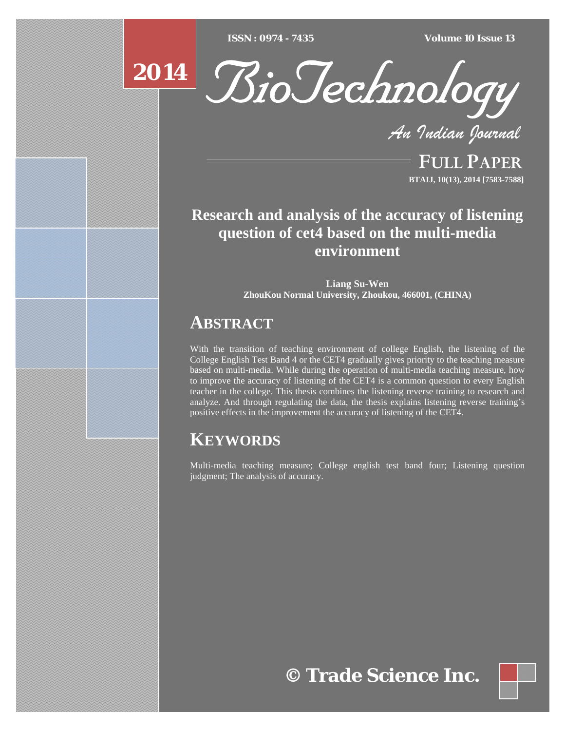# Research and analysis of the accuracy of listening question of cet4 based on the multi-media environment

**Liang Su-Wen**
**ZhouKou Normal University, Zhoukou, 466001, (CHINA)**

## ABSTRACT

With the transition of teaching environment of college English, the listening of the College English Test Band 4 or the CET4 gradually gives priority to the teaching measure based on multi-media. While during the operation of multi-media teaching measure, how to improve the accuracy of listening of the CET4 is a common question to every English teacher in the college. This thesis combines the listening reverse training to research and analyze. And through regulating the data, the thesis explains listening reverse training's positive effects in the improvement the accuracy of listening of the CET4.

## KEYWORDS

Multi-media teaching measure; College english test band four; Listening question judgment; The analysis of accuracy.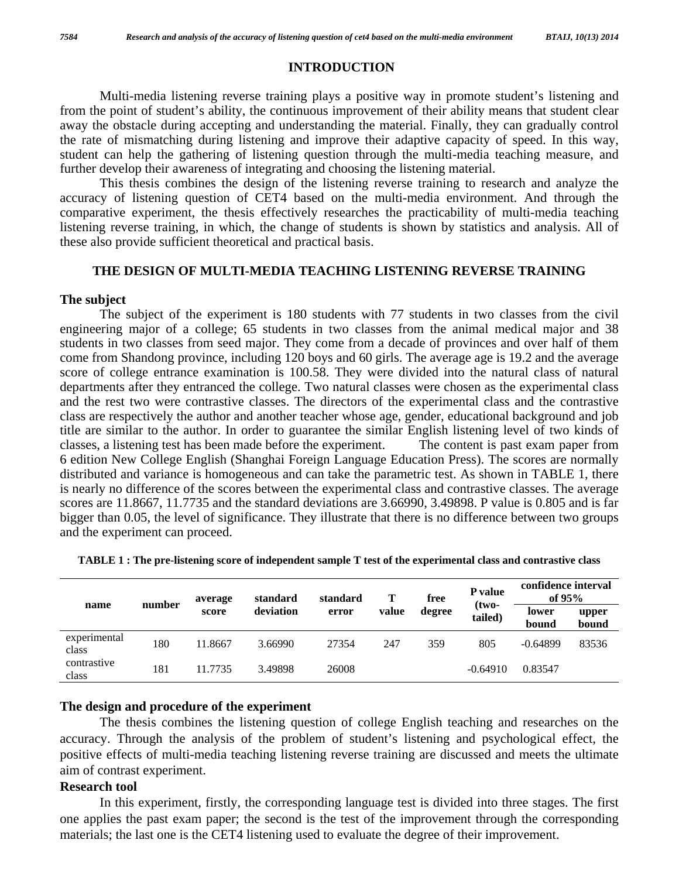## INTRODUCTION

Multi-media listening reverse training plays a positive way in promote student's listening and from the point of student's ability, the continuous improvement of their ability means that student clear away the obstacle during accepting and understanding the material. Finally, they can gradually control the rate of mismatching during listening and improve their adaptive capacity of speed. In this way, student can help the gathering of listening question through the multi-media teaching measure, and further develop their awareness of integrating and choosing the listening material.

This thesis combines the design of the listening reverse training to research and analyze the accuracy of listening question of CET4 based on the multi-media environment. And through the comparative experiment, the thesis effectively researches the practicability of multi-media teaching listening reverse training, in which, the change of students is shown by statistics and analysis. All of these also provide sufficient theoretical and practical basis.

## THE DESIGN OF MULTI-MEDIA TEACHING LISTENING REVERSE TRAINING

### The subject

The subject of the experiment is 180 students with 77 students in two classes from the civil engineering major of a college; 65 students in two classes from the animal medical major and 38 students in two classes from seed major. They come from a decade of provinces and over half of them come from Shandong province, including 120 boys and 60 girls. The average age is 19.2 and the average score of college entrance examination is 100.58. They were divided into the natural class of natural departments after they entranced the college. Two natural classes were chosen as the experimental class and the rest two were contrastive classes. The directors of the experimental class and the contrastive class are respectively the author and another teacher whose age, gender, educational background and job title are similar to the author. In order to guarantee the similar English listening level of two kinds of classes, a listening test has been made before the experiment. The content is past exam paper from 6 edition New College English (Shanghai Foreign Language Education Press). The scores are normally distributed and variance is homogeneous and can take the parametric test. As shown in TABLE 1, there is nearly no difference of the scores between the experimental class and contrastive classes. The average scores are 11.8667, 11.7735 and the standard deviations are 3.66990, 3.49898. P value is 0.805 and is far bigger than 0.05, the level of significance. They illustrate that there is no difference between two groups and the experiment can proceed.

**TABLE 1 : The pre-listening score of independent sample T test of the experimental class and contrastive class**

| name | number | average score | standard deviation | standard error | T value | free degree | P value (two-tailed) | confidence interval of 95% | |
|---|---|---|---|---|---|---|---|---|---|
| | | | | | | | | lower bound | upper bound |
| experimental class | 180 | 11.8667 | 3.66990 | 27354 | 247 | 359 | 805 | -0.64899 | 83536 |
| contrastive class | 181 | 11.7735 | 3.49898 | 26008 | | | -0.64910 | 0.83547 | |

### The design and procedure of the experiment

The thesis combines the listening question of college English teaching and researches on the accuracy. Through the analysis of the problem of student's listening and psychological effect, the positive effects of multi-media teaching listening reverse training are discussed and meets the ultimate aim of contrast experiment.

### Research tool

In this experiment, firstly, the corresponding language test is divided into three stages. The first one applies the past exam paper; the second is the test of the improvement through the corresponding materials; the last one is the CET4 listening used to evaluate the degree of their improvement.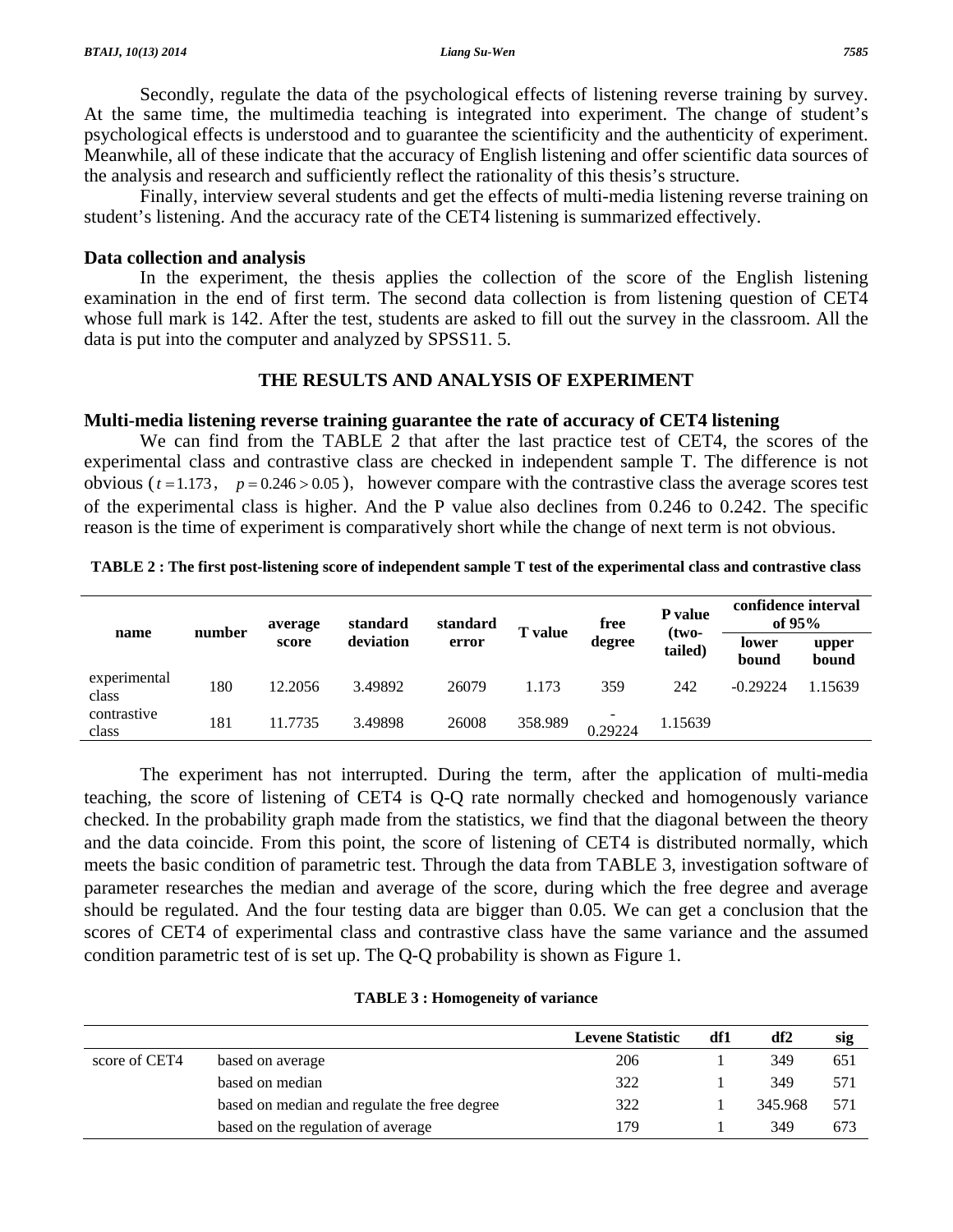Secondly, regulate the data of the psychological effects of listening reverse training by survey. At the same time, the multimedia teaching is integrated into experiment. The change of student's psychological effects is understood and to guarantee the scientificity and the authenticity of experiment. Meanwhile, all of these indicate that the accuracy of English listening and offer scientific data sources of the analysis and research and sufficiently reflect the rationality of this thesis's structure.

Finally, interview several students and get the effects of multi-media listening reverse training on student's listening. And the accuracy rate of the CET4 listening is summarized effectively.

### Data collection and analysis

In the experiment, the thesis applies the collection of the score of the English listening examination in the end of first term. The second data collection is from listening question of CET4 whose full mark is 142. After the test, students are asked to fill out the survey in the classroom. All the data is put into the computer and analyzed by SPSS11. 5.

## THE RESULTS AND ANALYSIS OF EXPERIMENT

### Multi-media listening reverse training guarantee the rate of accuracy of CET4 listening

We can find from the TABLE 2 that after the last practice test of CET4, the scores of the experimental class and contrastive class are checked in independent sample T. The difference is not obvious ( $t = 1.173$ , $p = 0.246 > 0.05$ ), however compare with the contrastive class the average scores test of the experimental class is higher. And the P value also declines from 0.246 to 0.242. The specific reason is the time of experiment is comparatively short while the change of next term is not obvious.

**TABLE 2 : The first post-listening score of independent sample T test of the experimental class and contrastive class**

| name | number | average score | standard deviation | standard error | T value | free degree | P value (two-tailed) | confidence interval of 95% | |
|---|---|---|---|---|---|---|---|---|---|
| | | | | | | | | lower bound | upper bound |
| experimental class | 180 | 12.2056 | 3.49892 | 26079 | 1.173 | 359 | 242 | -0.29224 | 1.15639 |
| contrastive class | 181 | 11.7735 | 3.49898 | 26008 | 358.989 | -0.29224 | 1.15639 | | |

The experiment has not interrupted. During the term, after the application of multi-media teaching, the score of listening of CET4 is Q-Q rate normally checked and homogenously variance checked. In the probability graph made from the statistics, we find that the diagonal between the theory and the data coincide. From this point, the score of listening of CET4 is distributed normally, which meets the basic condition of parametric test. Through the data from TABLE 3, investigation software of parameter researches the median and average of the score, during which the free degree and average should be regulated. And the four testing data are bigger than 0.05. We can get a conclusion that the scores of CET4 of experimental class and contrastive class have the same variance and the assumed condition parametric test of is set up. The Q-Q probability is shown as Figure 1.

**TABLE 3 : Homogeneity of variance**

| | | Levene Statistic | df1 | df2 | sig |
|---|---|---|---|---|---|
| score of CET4 | based on average | 206 | 1 | 349 | 651 |
| | based on median | 322 | 1 | 349 | 571 |
| | based on median and regulate the free degree | 322 | 1 | 345.968 | 571 |
| | based on the regulation of average | 179 | 1 | 349 | 673 |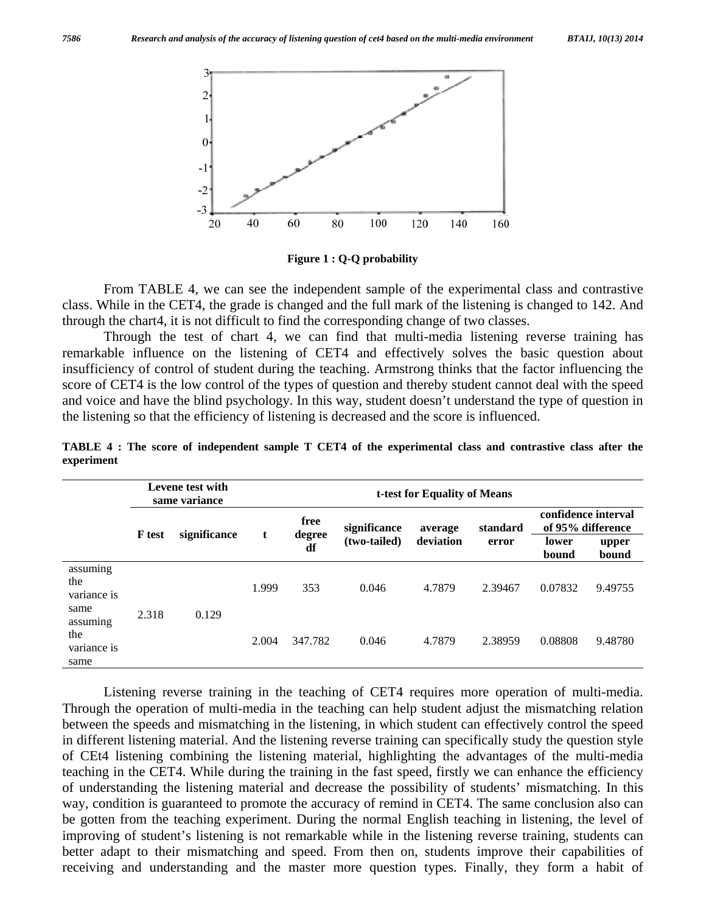Figure 1 : Q-Q probability

From TABLE 4, we can see the independent sample of the experimental class and contrastive class. While in the CET4, the grade is changed and the full mark of the listening is changed to 142. And through the chart4, it is not difficult to find the corresponding change of two classes.

Through the test of chart 4, we can find that multi-media listening reverse training has remarkable influence on the listening of CET4 and effectively solves the basic question about insufficiency of control of student during the teaching. Armstrong thinks that the factor influencing the score of CET4 is the low control of the types of question and thereby student cannot deal with the speed and voice and have the blind psychology. In this way, student doesn't understand the type of question in the listening so that the efficiency of listening is decreased and the score is influenced.

**TABLE 4 : The score of independent sample T CET4 of the experimental class and contrastive class after the experiment**

| | Levene test with same variance | | t-test for Equality of Means | | | | | | |
|---|---|---|---|---|---|---|---|---|---|
| | F test | significance | t | free degree df | significance (two-tailed) | average deviation | standard error | confidence interval of 95% difference lower bound | confidence interval of 95% difference upper bound |
| assuming the variance is same | 2.318 | 0.129 | 1.999 | 353 | 0.046 | 4.7879 | 2.39467 | 0.07832 | 9.49755 |
| assuming the variance is same | | | 2.004 | 347.782 | 0.046 | 4.7879 | 2.38959 | 0.08808 | 9.48780 |

Listening reverse training in the teaching of CET4 requires more operation of multi-media. Through the operation of multi-media in the teaching can help student adjust the mismatching relation between the speeds and mismatching in the listening, in which student can effectively control the speed in different listening material. And the listening reverse training can specifically study the question style of CEt4 listening combining the listening material, highlighting the advantages of the multi-media teaching in the CET4. While during the training in the fast speed, firstly we can enhance the efficiency of understanding the listening material and decrease the possibility of students' mismatching. In this way, condition is guaranteed to promote the accuracy of remind in CET4. The same conclusion also can be gotten from the teaching experiment. During the normal English teaching in listening, the level of improving of student's listening is not remarkable while in the listening reverse training, students can better adapt to their mismatching and speed. From then on, students improve their capabilities of receiving and understanding and the master more question types. Finally, they form a habit of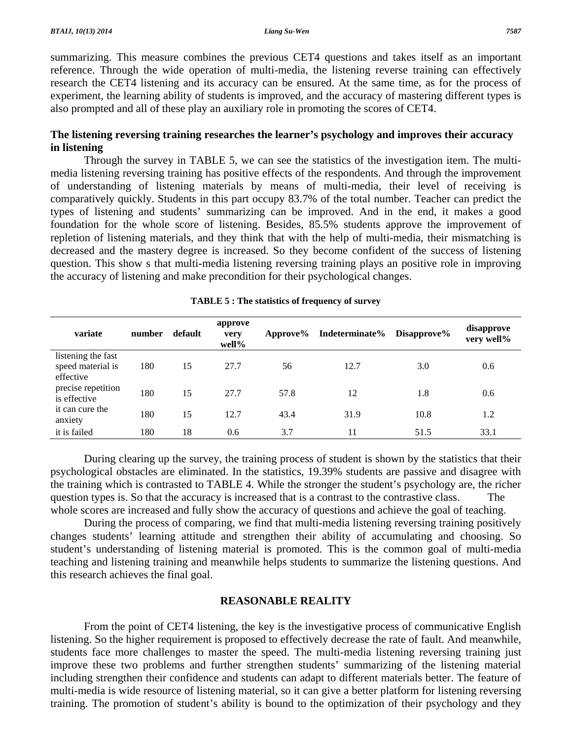summarizing. This measure combines the previous CET4 questions and takes itself as an important reference. Through the wide operation of multi-media, the listening reverse training can effectively research the CET4 listening and its accuracy can be ensured. At the same time, as for the process of experiment, the learning ability of students is improved, and the accuracy of mastering different types is also prompted and all of these play an auxiliary role in promoting the scores of CET4.

### The listening reversing training researches the learner's psychology and improves their accuracy in listening

Through the survey in TABLE 5, we can see the statistics of the investigation item. The multi-media listening reversing training has positive effects of the respondents. And through the improvement of understanding of listening materials by means of multi-media, their level of receiving is comparatively quickly. Students in this part occupy 83.7% of the total number. Teacher can predict the types of listening and students' summarizing can be improved. And in the end, it makes a good foundation for the whole score of listening. Besides, 85.5% students approve the improvement of repletion of listening materials, and they think that with the help of multi-media, their mismatching is decreased and the mastery degree is increased. So they become confident of the success of listening question. This show s that multi-media listening reversing training plays an positive role in improving the accuracy of listening and make precondition for their psychological changes.

**TABLE 5 : The statistics of frequency of survey**

| variate | number | default | approve very well% | Approve% | Indeterminate% | Disapprove% | disapprove very well% |
|---|---|---|---|---|---|---|---|
| listening the fast speed material is effective | 180 | 15 | 27.7 | 56 | 12.7 | 3.0 | 0.6 |
| precise repetition is effective | 180 | 15 | 27.7 | 57.8 | 12 | 1.8 | 0.6 |
| it can cure the anxiety | 180 | 15 | 12.7 | 43.4 | 31.9 | 10.8 | 1.2 |
| it is failed | 180 | 18 | 0.6 | 3.7 | 11 | 51.5 | 33.1 |

During clearing up the survey, the training process of student is shown by the statistics that their psychological obstacles are eliminated. In the statistics, 19.39% students are passive and disagree with the training which is contrasted to TABLE 4. While the stronger the student's psychology are, the richer question types is. So that the accuracy is increased that is a contrast to the contrastive class. The whole scores are increased and fully show the accuracy of questions and achieve the goal of teaching.

During the process of comparing, we find that multi-media listening reversing training positively changes students' learning attitude and strengthen their ability of accumulating and choosing. So student's understanding of listening material is promoted. This is the common goal of multi-media teaching and listening training and meanwhile helps students to summarize the listening questions. And this research achieves the final goal.

## REASONABLE REALITY

From the point of CET4 listening, the key is the investigative process of communicative English listening. So the higher requirement is proposed to effectively decrease the rate of fault. And meanwhile, students face more challenges to master the speed. The multi-media listening reversing training just improve these two problems and further strengthen students' summarizing of the listening material including strengthen their confidence and students can adapt to different materials better. The feature of multi-media is wide resource of listening material, so it can give a better platform for listening reversing training. The promotion of student's ability is bound to the optimization of their psychology and they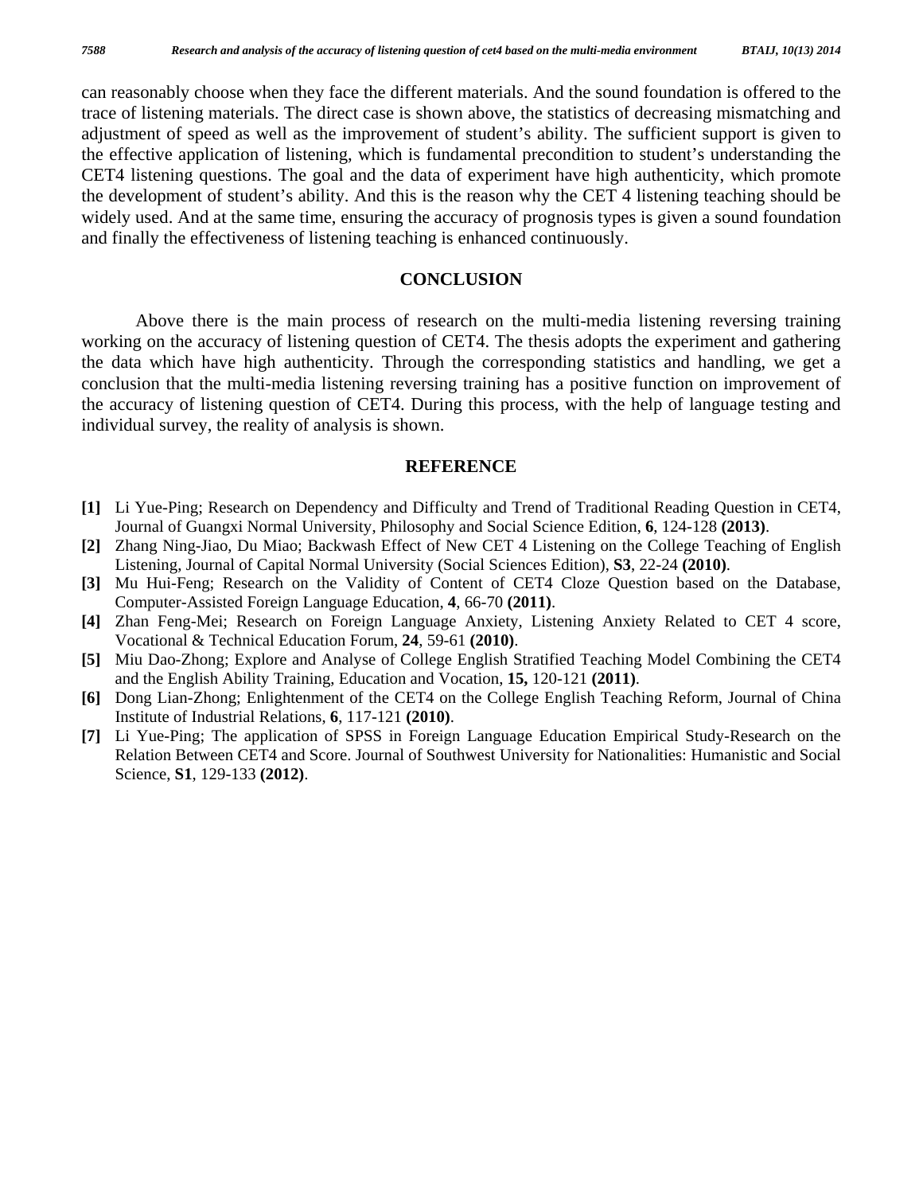can reasonably choose when they face the different materials. And the sound foundation is offered to the trace of listening materials. The direct case is shown above, the statistics of decreasing mismatching and adjustment of speed as well as the improvement of student's ability. The sufficient support is given to the effective application of listening, which is fundamental precondition to student's understanding the CET4 listening questions. The goal and the data of experiment have high authenticity, which promote the development of student's ability. And this is the reason why the CET 4 listening teaching should be widely used. And at the same time, ensuring the accuracy of prognosis types is given a sound foundation and finally the effectiveness of listening teaching is enhanced continuously.

## CONCLUSION

Above there is the main process of research on the multi-media listening reversing training working on the accuracy of listening question of CET4. The thesis adopts the experiment and gathering the data which have high authenticity. Through the corresponding statistics and handling, we get a conclusion that the multi-media listening reversing training has a positive function on improvement of the accuracy of listening question of CET4. During this process, with the help of language testing and individual survey, the reality of analysis is shown.

## REFERENCE

- **[1]** Li Yue-Ping; Research on Dependency and Difficulty and Trend of Traditional Reading Question in CET4, Journal of Guangxi Normal University, Philosophy and Social Science Edition, **6**, 124-128 **(2013)**.
- **[2]** Zhang Ning-Jiao, Du Miao; Backwash Effect of New CET 4 Listening on the College Teaching of English Listening, Journal of Capital Normal University (Social Sciences Edition), **S3**, 22-24 **(2010)**.
- **[3]** Mu Hui-Feng; Research on the Validity of Content of CET4 Cloze Question based on the Database, Computer-Assisted Foreign Language Education, **4**, 66-70 **(2011)**.
- **[4]** Zhan Feng-Mei; Research on Foreign Language Anxiety, Listening Anxiety Related to CET 4 score, Vocational & Technical Education Forum, **24**, 59-61 **(2010)**.
- **[5]** Miu Dao-Zhong; Explore and Analyse of College English Stratified Teaching Model Combining the CET4 and the English Ability Training, Education and Vocation, **15,** 120-121 **(2011)**.
- **[6]** Dong Lian-Zhong; Enlightenment of the CET4 on the College English Teaching Reform, Journal of China Institute of Industrial Relations, **6**, 117-121 **(2010)**.
- **[7]** Li Yue-Ping; The application of SPSS in Foreign Language Education Empirical Study-Research on the Relation Between CET4 and Score. Journal of Southwest University for Nationalities: Humanistic and Social Science, **S1**, 129-133 **(2012)**.